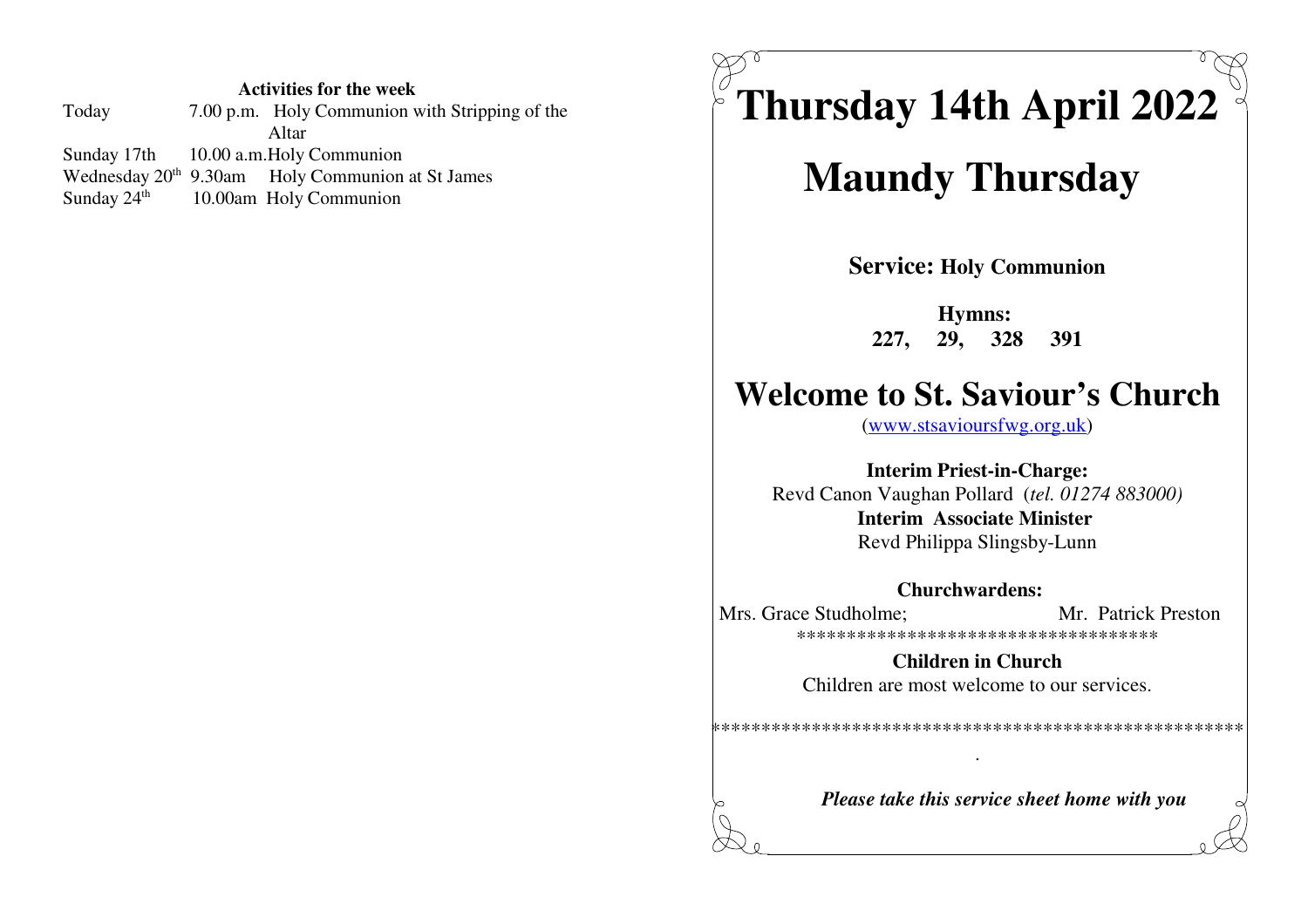**Activities for the week**

| | |
|---|---|
| Today | 7.00 p.m. Holy Communion with Stripping of the Altar |
| Sunday 17th | 10.00 a.m. Holy Communion |
| Wednesday 20th | 9.30am Holy Communion at St James |
| Sunday 24th | 10.00am Holy Communion |

# Thursday 14th April 2022

# Maundy Thursday

**Service: Holy Communion**

**Hymns:**
**227, 29, 328 391**

# Welcome to St. Saviour's Church

(www.stsavioursfwg.org.uk)

**Interim Priest-in-Charge:**
Revd Canon Vaughan Pollard (*tel. 01274 883000)*
**Interim Associate Minister**
Revd Philippa Slingsby-Lunn

**Churchwardens:**
Mrs. Grace Studholme; Mr. Patrick Preston

************************************

**Children in Church**
Children are most welcome to our services.

****************************************************

.

***Please take this service sheet home with you***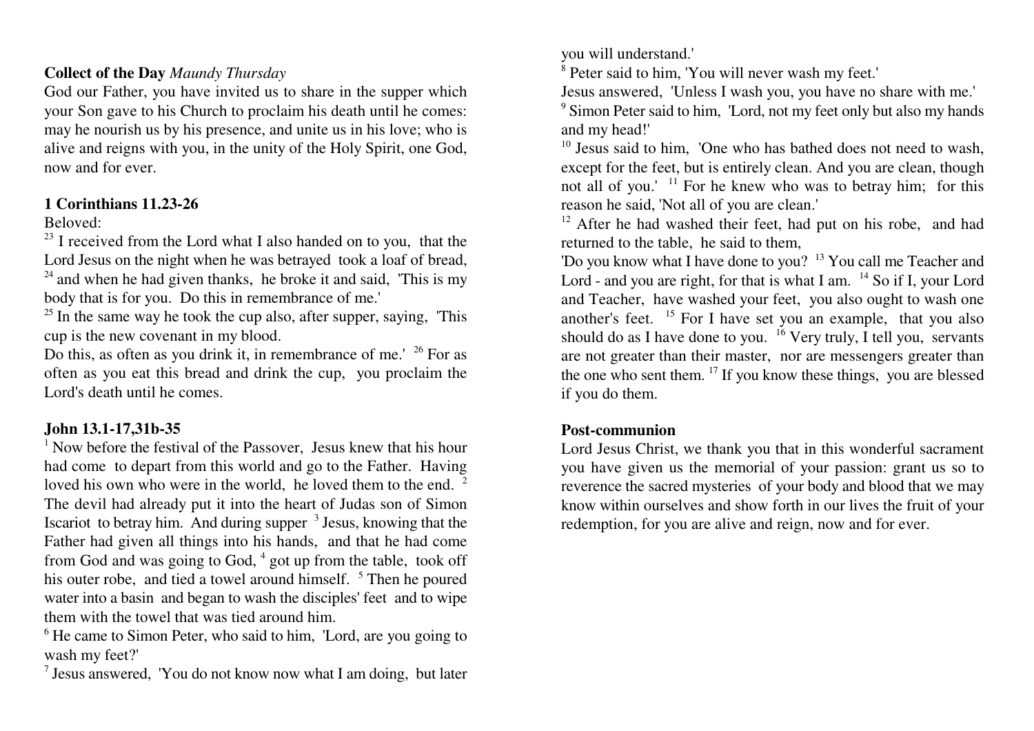**Collect of the Day** *Maundy Thursday*

God our Father, you have invited us to share in the supper which your Son gave to his Church to proclaim his death until he comes: may he nourish us by his presence, and unite us in his love; who is alive and reigns with you, in the unity of the Holy Spirit, one God, now and for ever.

**1 Corinthians 11.23-26**

Beloved:

[23] I received from the Lord what I also handed on to you, that the Lord Jesus on the night when he was betrayed took a loaf of bread, [24] and when he had given thanks, he broke it and said, 'This is my body that is for you. Do this in remembrance of me.'

[25] In the same way he took the cup also, after supper, saying, 'This cup is the new covenant in my blood.

Do this, as often as you drink it, in remembrance of me.' [26] For as often as you eat this bread and drink the cup, you proclaim the Lord's death until he comes.

**John 13.1-17,31b-35**

[1] Now before the festival of the Passover, Jesus knew that his hour had come to depart from this world and go to the Father. Having loved his own who were in the world, he loved them to the end. [2] The devil had already put it into the heart of Judas son of Simon Iscariot to betray him. And during supper [3] Jesus, knowing that the Father had given all things into his hands, and that he had come from God and was going to God, [4] got up from the table, took off his outer robe, and tied a towel around himself. [5] Then he poured water into a basin and began to wash the disciples' feet and to wipe them with the towel that was tied around him.

[6] He came to Simon Peter, who said to him, 'Lord, are you going to wash my feet?'

[7] Jesus answered, 'You do not know now what I am doing, but later you will understand.'

[8] Peter said to him, 'You will never wash my feet.'

Jesus answered, 'Unless I wash you, you have no share with me.'

[9] Simon Peter said to him, 'Lord, not my feet only but also my hands and my head!'

[10] Jesus said to him, 'One who has bathed does not need to wash, except for the feet, but is entirely clean. And you are clean, though not all of you.' [11] For he knew who was to betray him; for this reason he said, 'Not all of you are clean.'

[12] After he had washed their feet, had put on his robe, and had returned to the table, he said to them,

'Do you know what I have done to you? [13] You call me Teacher and Lord - and you are right, for that is what I am. [14] So if I, your Lord and Teacher, have washed your feet, you also ought to wash one another's feet. [15] For I have set you an example, that you also should do as I have done to you. [16] Very truly, I tell you, servants are not greater than their master, nor are messengers greater than the one who sent them. [17] If you know these things, you are blessed if you do them.

**Post-communion**

Lord Jesus Christ, we thank you that in this wonderful sacrament you have given us the memorial of your passion: grant us so to reverence the sacred mysteries of your body and blood that we may know within ourselves and show forth in our lives the fruit of your redemption, for you are alive and reign, now and for ever.